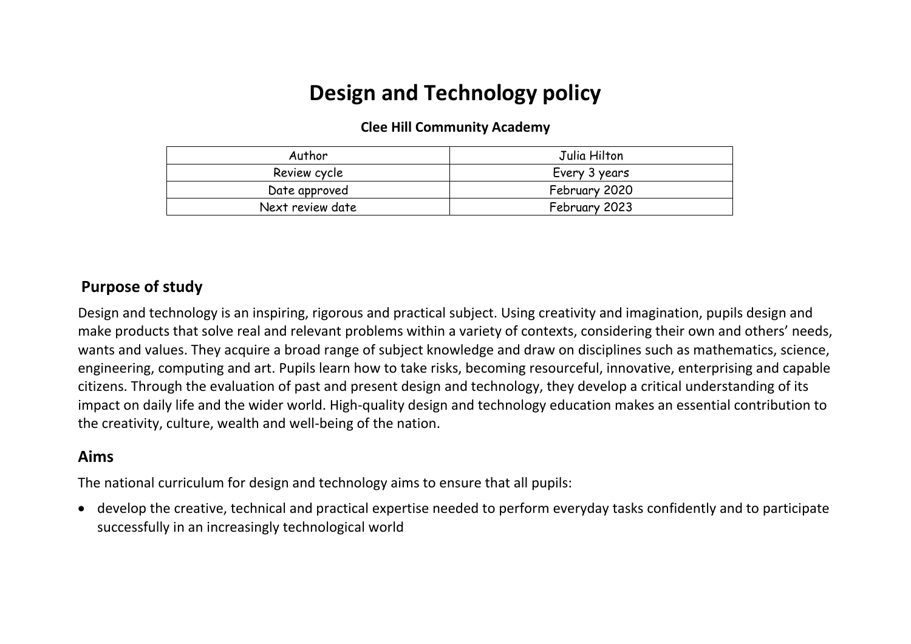# Design and Technology policy

**Clee Hill Community Academy**

| Author | Julia Hilton |
| --- | --- |
| Review cycle | Every 3 years |
| Date approved | February 2020 |
| Next review date | February 2023 |

## Purpose of study

Design and technology is an inspiring, rigorous and practical subject. Using creativity and imagination, pupils design and make products that solve real and relevant problems within a variety of contexts, considering their own and others' needs, wants and values. They acquire a broad range of subject knowledge and draw on disciplines such as mathematics, science, engineering, computing and art. Pupils learn how to take risks, becoming resourceful, innovative, enterprising and capable citizens. Through the evaluation of past and present design and technology, they develop a critical understanding of its impact on daily life and the wider world. High-quality design and technology education makes an essential contribution to the creativity, culture, wealth and well-being of the nation.

## Aims

The national curriculum for design and technology aims to ensure that all pupils:

- develop the creative, technical and practical expertise needed to perform everyday tasks confidently and to participate successfully in an increasingly technological world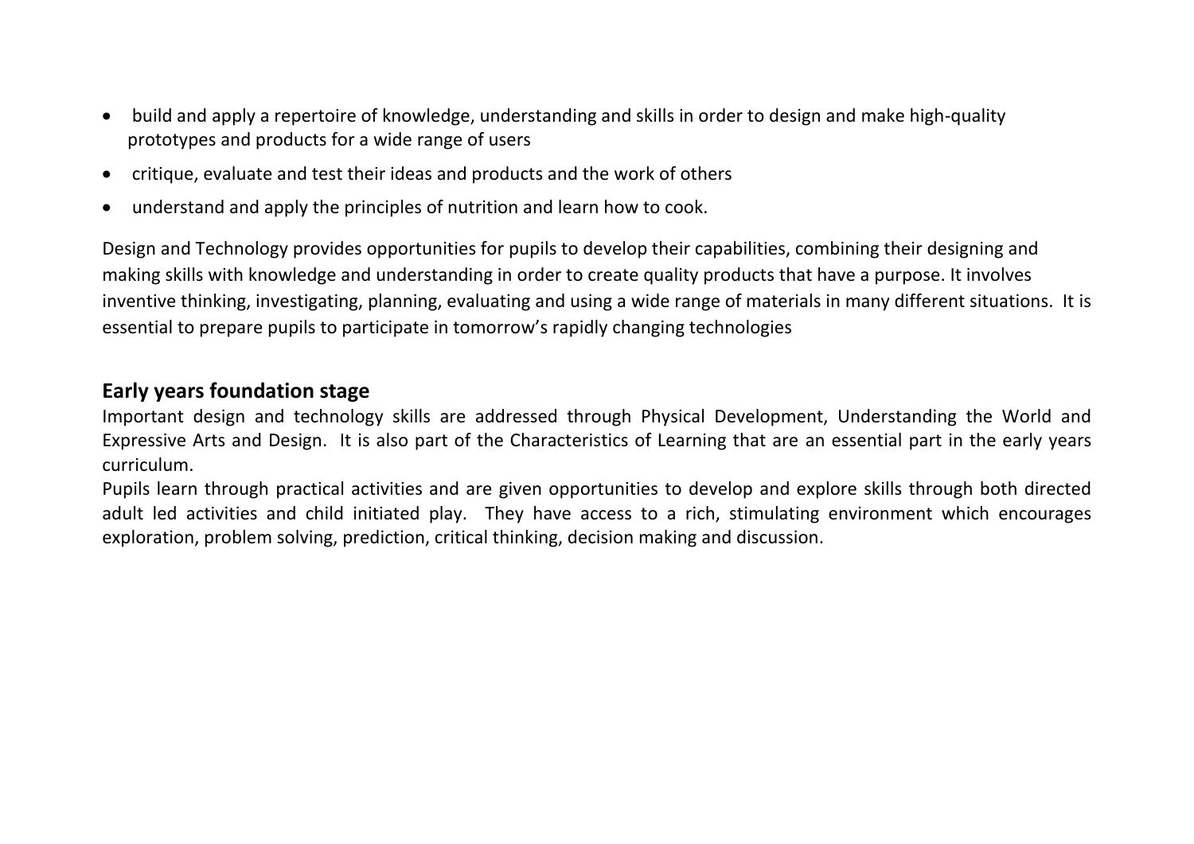- build and apply a repertoire of knowledge, understanding and skills in order to design and make high-quality prototypes and products for a wide range of users
- critique, evaluate and test their ideas and products and the work of others
- understand and apply the principles of nutrition and learn how to cook.

Design and Technology provides opportunities for pupils to develop their capabilities, combining their designing and making skills with knowledge and understanding in order to create quality products that have a purpose. It involves inventive thinking, investigating, planning, evaluating and using a wide range of materials in many different situations. It is essential to prepare pupils to participate in tomorrow's rapidly changing technologies

## Early years foundation stage

Important design and technology skills are addressed through Physical Development, Understanding the World and Expressive Arts and Design. It is also part of the Characteristics of Learning that are an essential part in the early years curriculum.

Pupils learn through practical activities and are given opportunities to develop and explore skills through both directed adult led activities and child initiated play. They have access to a rich, stimulating environment which encourages exploration, problem solving, prediction, critical thinking, decision making and discussion.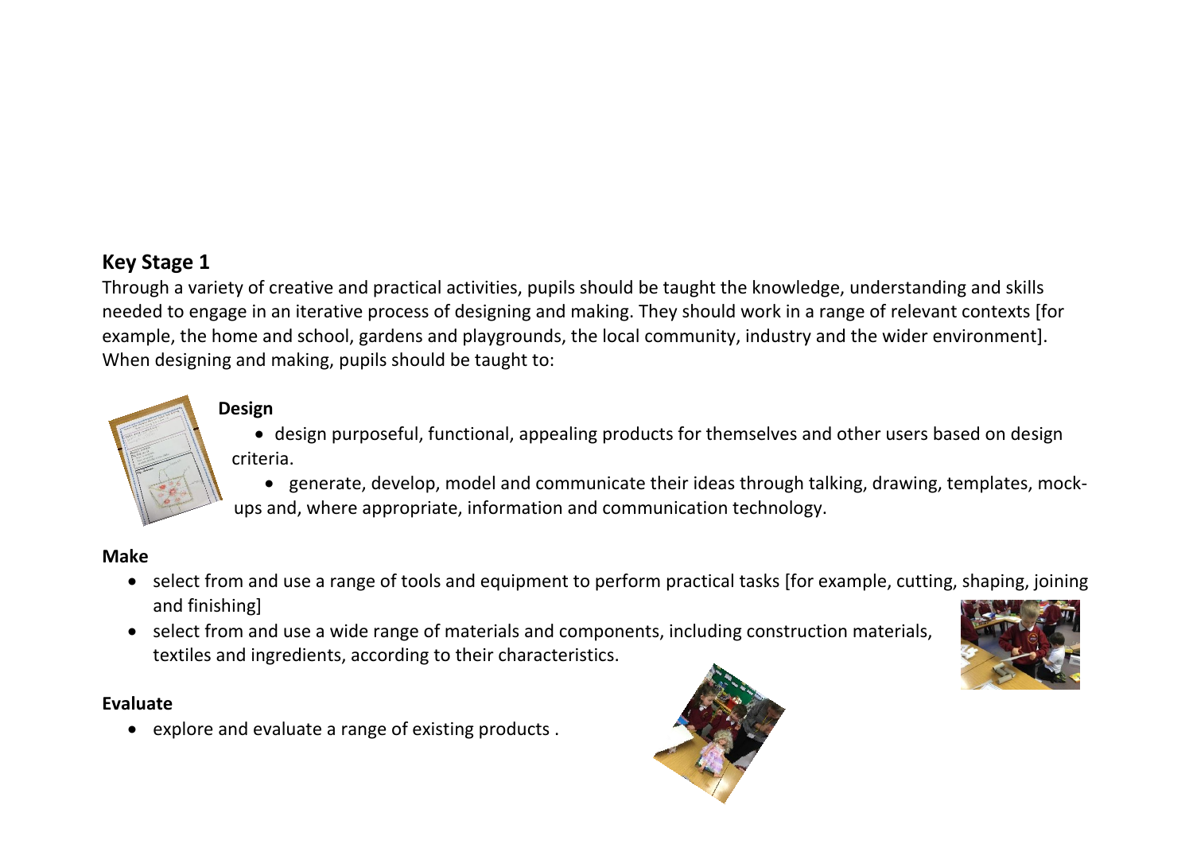## Key Stage 1

Through a variety of creative and practical activities, pupils should be taught the knowledge, understanding and skills needed to engage in an iterative process of designing and making. They should work in a range of relevant contexts [for example, the home and school, gardens and playgrounds, the local community, industry and the wider environment]. When designing and making, pupils should be taught to:

### Design

- design purposeful, functional, appealing products for themselves and other users based on design criteria.
- generate, develop, model and communicate their ideas through talking, drawing, templates, mock-ups and, where appropriate, information and communication technology.

### Make

- select from and use a range of tools and equipment to perform practical tasks [for example, cutting, shaping, joining and finishing]
- select from and use a wide range of materials and components, including construction materials, textiles and ingredients, according to their characteristics.

### Evaluate

- explore and evaluate a range of existing products .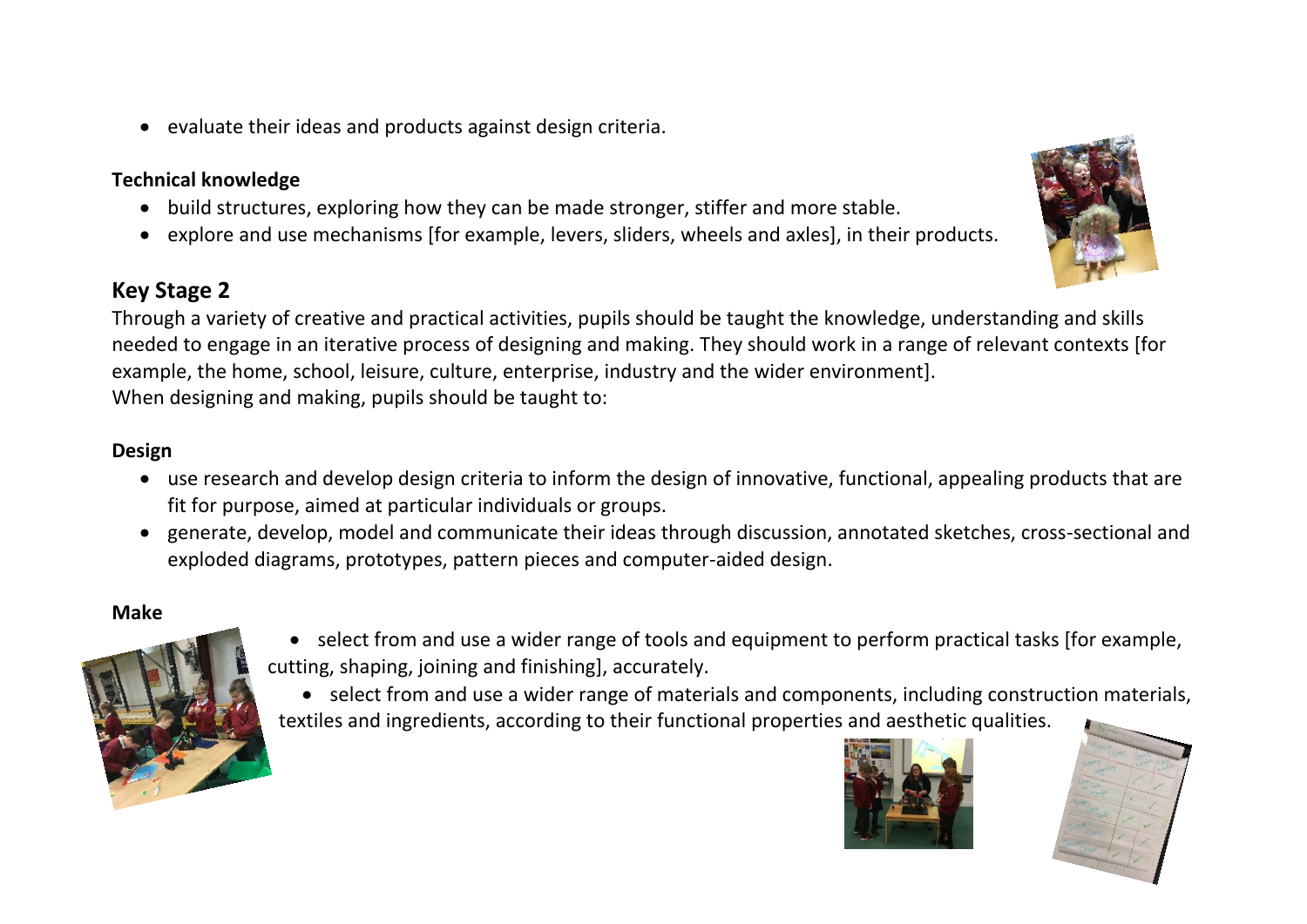- evaluate their ideas and products against design criteria.

**Technical knowledge**

- build structures, exploring how they can be made stronger, stiffer and more stable.
- explore and use mechanisms [for example, levers, sliders, wheels and axles], in their products.

## Key Stage 2

Through a variety of creative and practical activities, pupils should be taught the knowledge, understanding and skills needed to engage in an iterative process of designing and making. They should work in a range of relevant contexts [for example, the home, school, leisure, culture, enterprise, industry and the wider environment].
When designing and making, pupils should be taught to:

**Design**

- use research and develop design criteria to inform the design of innovative, functional, appealing products that are fit for purpose, aimed at particular individuals or groups.
- generate, develop, model and communicate their ideas through discussion, annotated sketches, cross-sectional and exploded diagrams, prototypes, pattern pieces and computer-aided design.

**Make**

- select from and use a wider range of tools and equipment to perform practical tasks [for example, cutting, shaping, joining and finishing], accurately.
- select from and use a wider range of materials and components, including construction materials, textiles and ingredients, according to their functional properties and aesthetic qualities.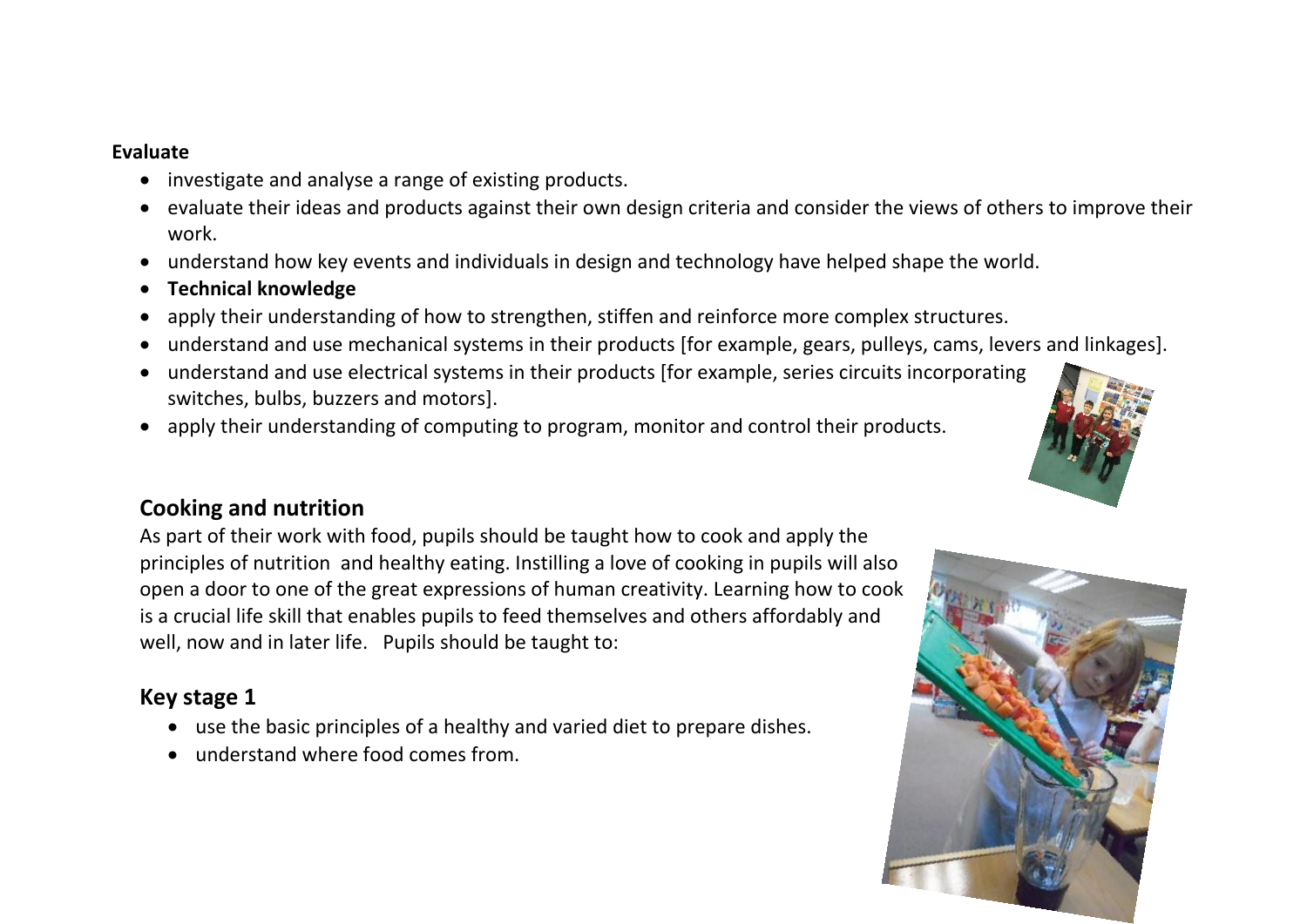**Evaluate**

- investigate and analyse a range of existing products.
- evaluate their ideas and products against their own design criteria and consider the views of others to improve their work.
- understand how key events and individuals in design and technology have helped shape the world.
- **Technical knowledge**
- apply their understanding of how to strengthen, stiffen and reinforce more complex structures.
- understand and use mechanical systems in their products [for example, gears, pulleys, cams, levers and linkages].
- understand and use electrical systems in their products [for example, series circuits incorporating switches, bulbs, buzzers and motors].
- apply their understanding of computing to program, monitor and control their products.

## Cooking and nutrition

As part of their work with food, pupils should be taught how to cook and apply the principles of nutrition and healthy eating. Instilling a love of cooking in pupils will also open a door to one of the great expressions of human creativity. Learning how to cook is a crucial life skill that enables pupils to feed themselves and others affordably and well, now and in later life. Pupils should be taught to:

## Key stage 1

- use the basic principles of a healthy and varied diet to prepare dishes.
- understand where food comes from.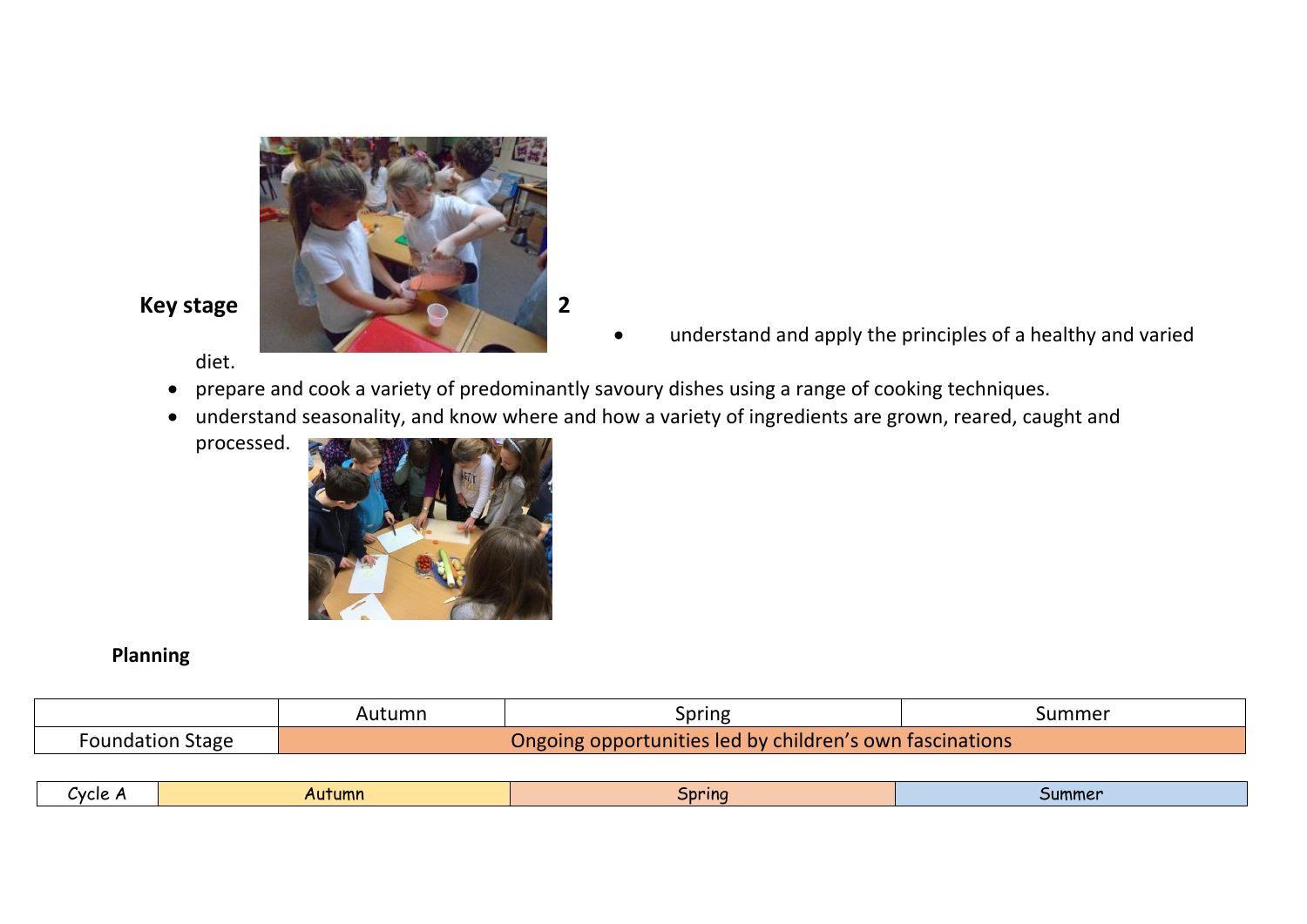**Key stage 2**

- understand and apply the principles of a healthy and varied diet.
- prepare and cook a variety of predominantly savoury dishes using a range of cooking techniques.
- understand seasonality, and know where and how a variety of ingredients are grown, reared, caught and processed.

**Planning**

| | Autumn | Spring | Summer |
|---|---|---|---|
| Foundation Stage | Ongoing opportunities led by children's own fascinations | | |

| Cycle A | Autumn | Spring | Summer |
|---|---|---|---|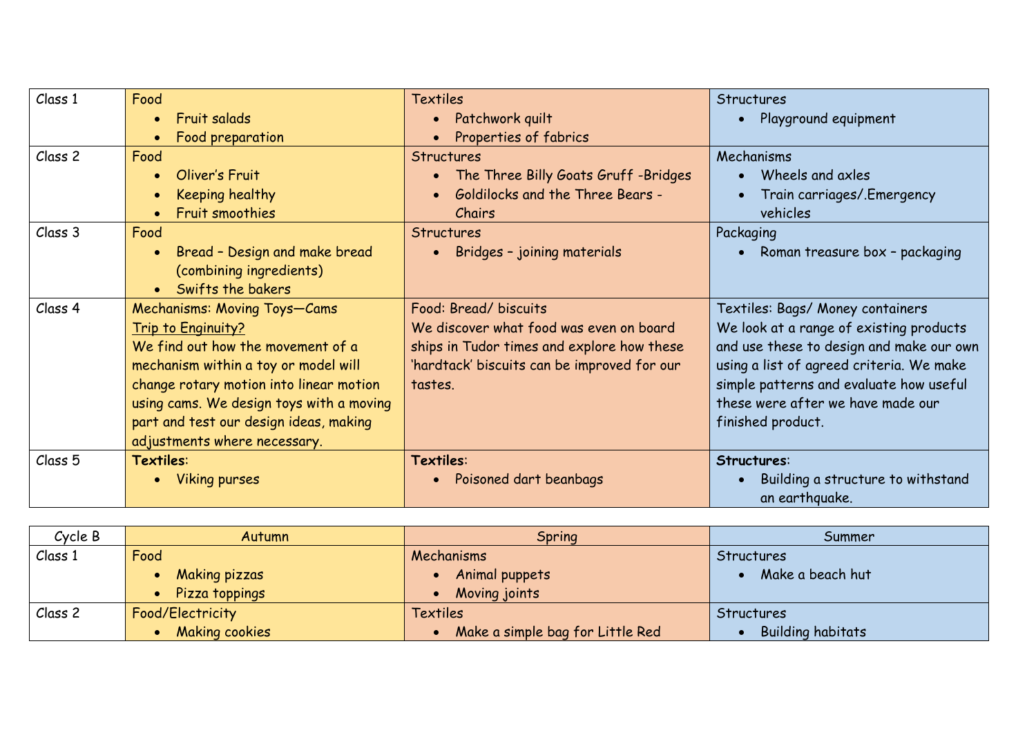| Class 1 | Food<br>• Fruit salads<br>• Food preparation | Textiles<br>• Patchwork quilt<br>• Properties of fabrics | Structures<br>• Playground equipment |
|---|---|---|---|
| Class 2 | Food<br>• Oliver's Fruit<br>• Keeping healthy<br>• Fruit smoothies | Structures<br>• The Three Billy Goats Gruff -Bridges<br>• Goldilocks and the Three Bears - Chairs | Mechanisms<br>• Wheels and axles<br>• Train carriages/.Emergency vehicles |
| Class 3 | Food<br>• Bread – Design and make bread (combining ingredients)<br>• Swifts the bakers | Structures<br>• Bridges – joining materials | Packaging<br>• Roman treasure box – packaging |
| Class 4 | Mechanisms: Moving Toys—Cams<br><u>Trip to Enginuity?</u><br>We find out how the movement of a mechanism within a toy or model will change rotary motion into linear motion using cams. We design toys with a moving part and test our design ideas, making adjustments where necessary. | Food: Bread/ biscuits<br>We discover what food was even on board ships in Tudor times and explore how these 'hardtack' biscuits can be improved for our tastes. | Textiles: Bags/ Money containers<br>We look at a range of existing products and use these to design and make our own using a list of agreed criteria. We make simple patterns and evaluate how useful these were after we have made our finished product. |
| Class 5 | **Textiles**:<br>• Viking purses | **Textiles**:<br>• Poisoned dart beanbags | **Structures**:<br>• Building a structure to withstand an earthquake. |

| Cycle B | Autumn | Spring | Summer |
|---|---|---|---|
| Class 1 | Food<br>• Making pizzas<br>• Pizza toppings | Mechanisms<br>• Animal puppets<br>• Moving joints | Structures<br>• Make a beach hut |
| Class 2 | Food/Electricity<br>• Making cookies | Textiles<br>• Make a simple bag for Little Red | Structures<br>• Building habitats |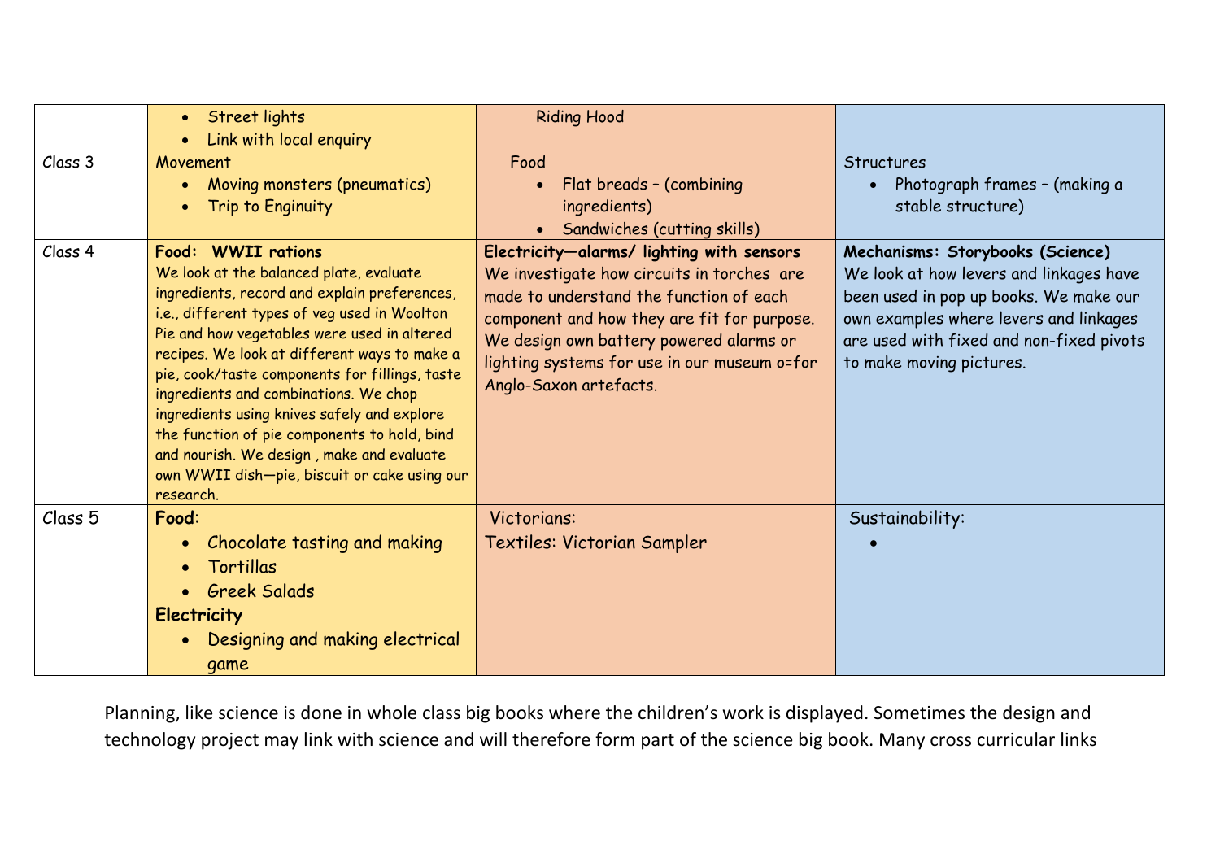| | | | |
|---|---|---|---|
| | • Street lights<br>• Link with local enquiry | Riding Hood | |
| Class 3 | Movement<br>• Moving monsters (pneumatics)<br>• Trip to Enginuity | Food<br>• Flat breads – (combining ingredients)<br>• Sandwiches (cutting skills) | Structures<br>• Photograph frames – (making a stable structure) |
| Class 4 | **Food: WWII rations**<br>We look at the balanced plate, evaluate ingredients, record and explain preferences, i.e., different types of veg used in Woolton Pie and how vegetables were used in altered recipes. We look at different ways to make a pie, cook/taste components for fillings, taste ingredients and combinations. We chop ingredients using knives safely and explore the function of pie components to hold, bind and nourish. We design , make and evaluate own WWII dish—pie, biscuit or cake using our research. | **Electricity—alarms/ lighting with sensors**<br>We investigate how circuits in torches are made to understand the function of each component and how they are fit for purpose. We design own battery powered alarms or lighting systems for use in our museum o=for Anglo-Saxon artefacts. | **Mechanisms: Storybooks (Science)**<br>We look at how levers and linkages have been used in pop up books. We make our own examples where levers and linkages are used with fixed and non-fixed pivots to make moving pictures. |
| Class 5 | **Food**:<br>• Chocolate tasting and making<br>• Tortillas<br>• Greek Salads<br>**Electricity**<br>• Designing and making electrical game | Victorians:<br>Textiles: Victorian Sampler | Sustainability:<br>• |

Planning, like science is done in whole class big books where the children's work is displayed. Sometimes the design and technology project may link with science and will therefore form part of the science big book. Many cross curricular links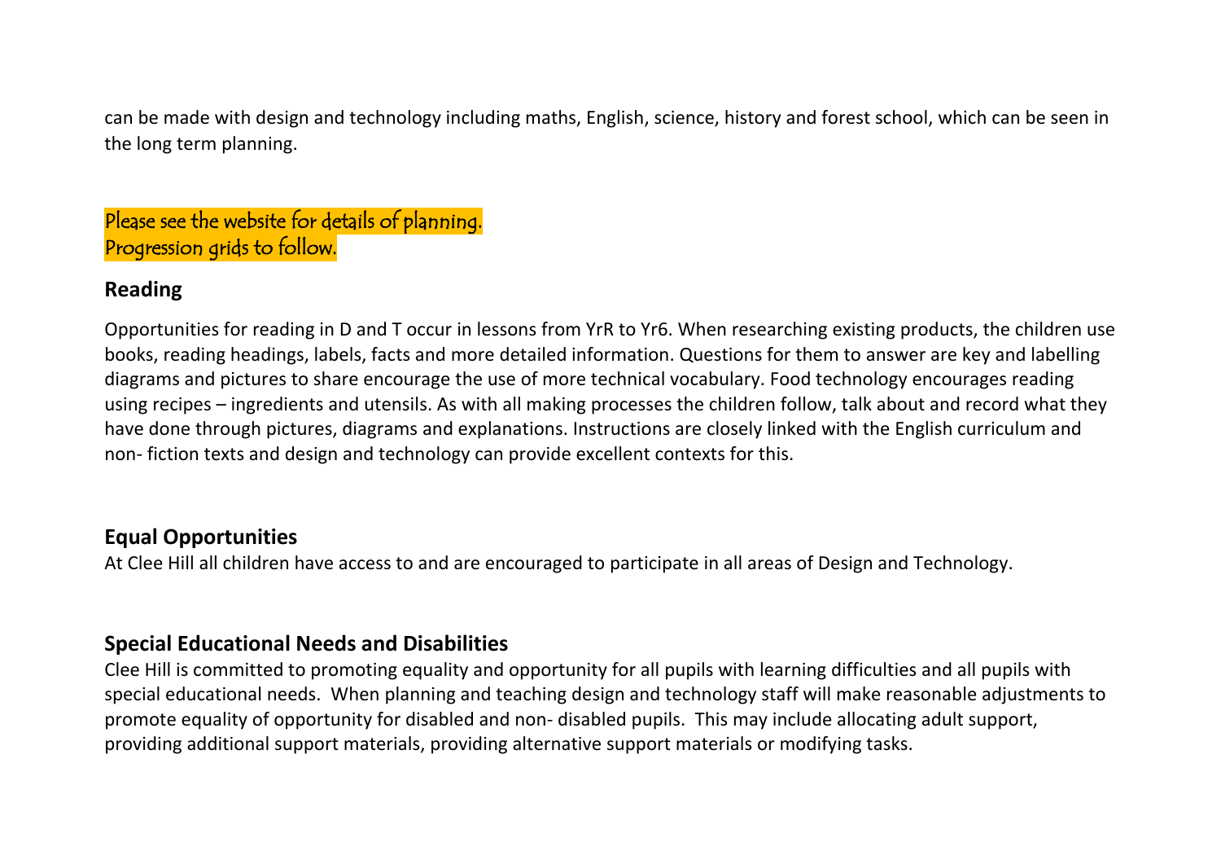can be made with design and technology including maths, English, science, history and forest school, which can be seen in the long term planning.

Please see the website for details of planning.
Progression grids to follow.

## Reading

Opportunities for reading in D and T occur in lessons from YrR to Yr6. When researching existing products, the children use books, reading headings, labels, facts and more detailed information. Questions for them to answer are key and labelling diagrams and pictures to share encourage the use of more technical vocabulary. Food technology encourages reading using recipes – ingredients and utensils. As with all making processes the children follow, talk about and record what they have done through pictures, diagrams and explanations. Instructions are closely linked with the English curriculum and non- fiction texts and design and technology can provide excellent contexts for this.

## Equal Opportunities

At Clee Hill all children have access to and are encouraged to participate in all areas of Design and Technology.

## Special Educational Needs and Disabilities

Clee Hill is committed to promoting equality and opportunity for all pupils with learning difficulties and all pupils with special educational needs. When planning and teaching design and technology staff will make reasonable adjustments to promote equality of opportunity for disabled and non- disabled pupils. This may include allocating adult support, providing additional support materials, providing alternative support materials or modifying tasks.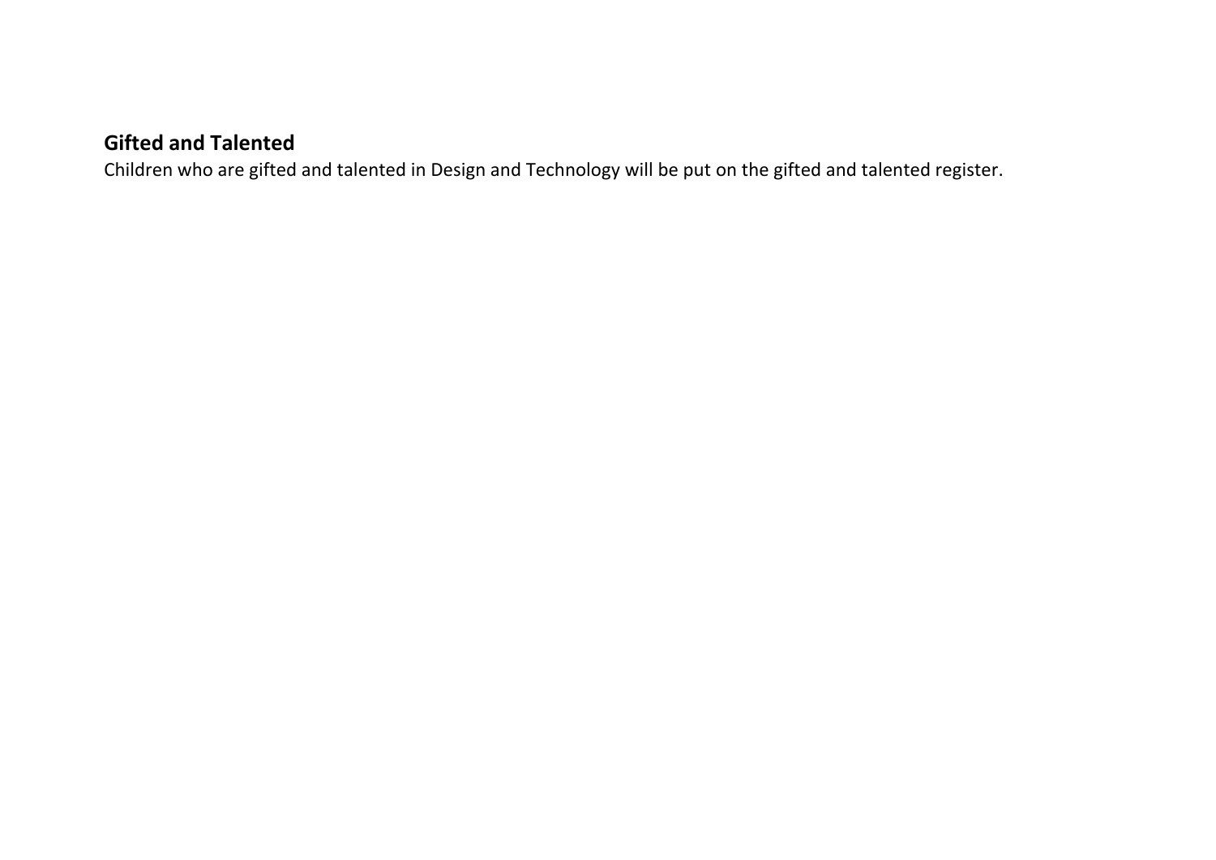**Gifted and Talented**

Children who are gifted and talented in Design and Technology will be put on the gifted and talented register.